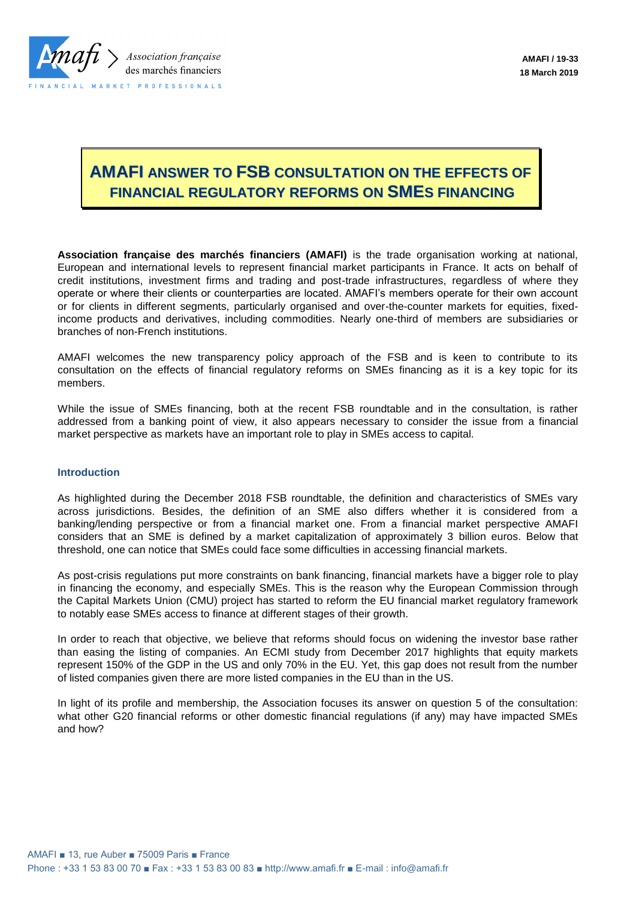AMAFI / 19-33
18 March 2019

# AMAFI ANSWER TO FSB CONSULTATION ON THE EFFECTS OF FINANCIAL REGULATORY REFORMS ON SMEs FINANCING

**Association française des marchés financiers (AMAFI)** is the trade organisation working at national, European and international levels to represent financial market participants in France. It acts on behalf of credit institutions, investment firms and trading and post-trade infrastructures, regardless of where they operate or where their clients or counterparties are located. AMAFI's members operate for their own account or for clients in different segments, particularly organised and over-the-counter markets for equities, fixed-income products and derivatives, including commodities. Nearly one-third of members are subsidiaries or branches of non-French institutions.

AMAFI welcomes the new transparency policy approach of the FSB and is keen to contribute to its consultation on the effects of financial regulatory reforms on SMEs financing as it is a key topic for its members.

While the issue of SMEs financing, both at the recent FSB roundtable and in the consultation, is rather addressed from a banking point of view, it also appears necessary to consider the issue from a financial market perspective as markets have an important role to play in SMEs access to capital.

## Introduction

As highlighted during the December 2018 FSB roundtable, the definition and characteristics of SMEs vary across jurisdictions. Besides, the definition of an SME also differs whether it is considered from a banking/lending perspective or from a financial market one. From a financial market perspective AMAFI considers that an SME is defined by a market capitalization of approximately 3 billion euros. Below that threshold, one can notice that SMEs could face some difficulties in accessing financial markets.

As post-crisis regulations put more constraints on bank financing, financial markets have a bigger role to play in financing the economy, and especially SMEs. This is the reason why the European Commission through the Capital Markets Union (CMU) project has started to reform the EU financial market regulatory framework to notably ease SMEs access to finance at different stages of their growth.

In order to reach that objective, we believe that reforms should focus on widening the investor base rather than easing the listing of companies. An ECMI study from December 2017 highlights that equity markets represent 150% of the GDP in the US and only 70% in the EU. Yet, this gap does not result from the number of listed companies given there are more listed companies in the EU than in the US.

In light of its profile and membership, the Association focuses its answer on question 5 of the consultation: what other G20 financial reforms or other domestic financial regulations (if any) may have impacted SMEs and how?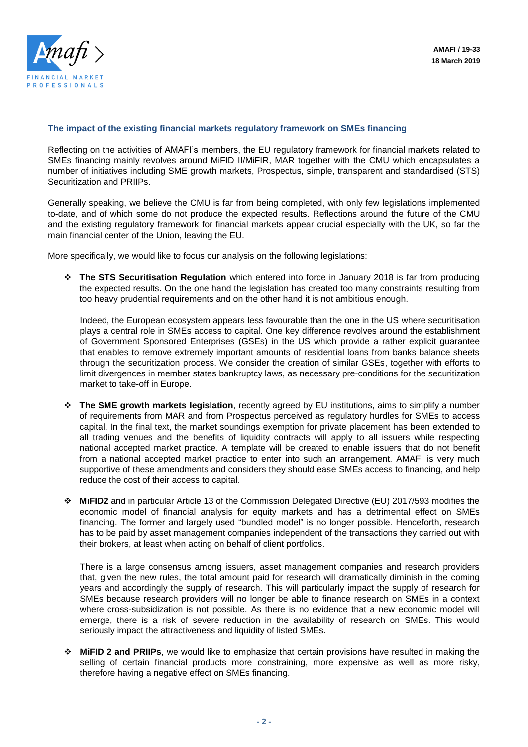AMAFI / 19-33
18 March 2019

## The impact of the existing financial markets regulatory framework on SMEs financing

Reflecting on the activities of AMAFI's members, the EU regulatory framework for financial markets related to SMEs financing mainly revolves around MiFID II/MiFIR, MAR together with the CMU which encapsulates a number of initiatives including SME growth markets, Prospectus, simple, transparent and standardised (STS) Securitization and PRIIPs.

Generally speaking, we believe the CMU is far from being completed, with only few legislations implemented to-date, and of which some do not produce the expected results. Reflections around the future of the CMU and the existing regulatory framework for financial markets appear crucial especially with the UK, so far the main financial center of the Union, leaving the EU.

More specifically, we would like to focus our analysis on the following legislations:

- **The STS Securitisation Regulation** which entered into force in January 2018 is far from producing the expected results. On the one hand the legislation has created too many constraints resulting from too heavy prudential requirements and on the other hand it is not ambitious enough.

  Indeed, the European ecosystem appears less favourable than the one in the US where securitisation plays a central role in SMEs access to capital. One key difference revolves around the establishment of Government Sponsored Enterprises (GSEs) in the US which provide a rather explicit guarantee that enables to remove extremely important amounts of residential loans from banks balance sheets through the securitization process. We consider the creation of similar GSEs, together with efforts to limit divergences in member states bankruptcy laws, as necessary pre-conditions for the securitization market to take-off in Europe.

- **The SME growth markets legislation**, recently agreed by EU institutions, aims to simplify a number of requirements from MAR and from Prospectus perceived as regulatory hurdles for SMEs to access capital. In the final text, the market soundings exemption for private placement has been extended to all trading venues and the benefits of liquidity contracts will apply to all issuers while respecting national accepted market practice. A template will be created to enable issuers that do not benefit from a national accepted market practice to enter into such an arrangement. AMAFI is very much supportive of these amendments and considers they should ease SMEs access to financing, and help reduce the cost of their access to capital.

- **MiFID2** and in particular Article 13 of the Commission Delegated Directive (EU) 2017/593 modifies the economic model of financial analysis for equity markets and has a detrimental effect on SMEs financing. The former and largely used "bundled model" is no longer possible. Henceforth, research has to be paid by asset management companies independent of the transactions they carried out with their brokers, at least when acting on behalf of client portfolios.

  There is a large consensus among issuers, asset management companies and research providers that, given the new rules, the total amount paid for research will dramatically diminish in the coming years and accordingly the supply of research. This will particularly impact the supply of research for SMEs because research providers will no longer be able to finance research on SMEs in a context where cross-subsidization is not possible. As there is no evidence that a new economic model will emerge, there is a risk of severe reduction in the availability of research on SMEs. This would seriously impact the attractiveness and liquidity of listed SMEs.

- **MiFID 2 and PRIIPs**, we would like to emphasize that certain provisions have resulted in making the selling of certain financial products more constraining, more expensive as well as more risky, therefore having a negative effect on SMEs financing.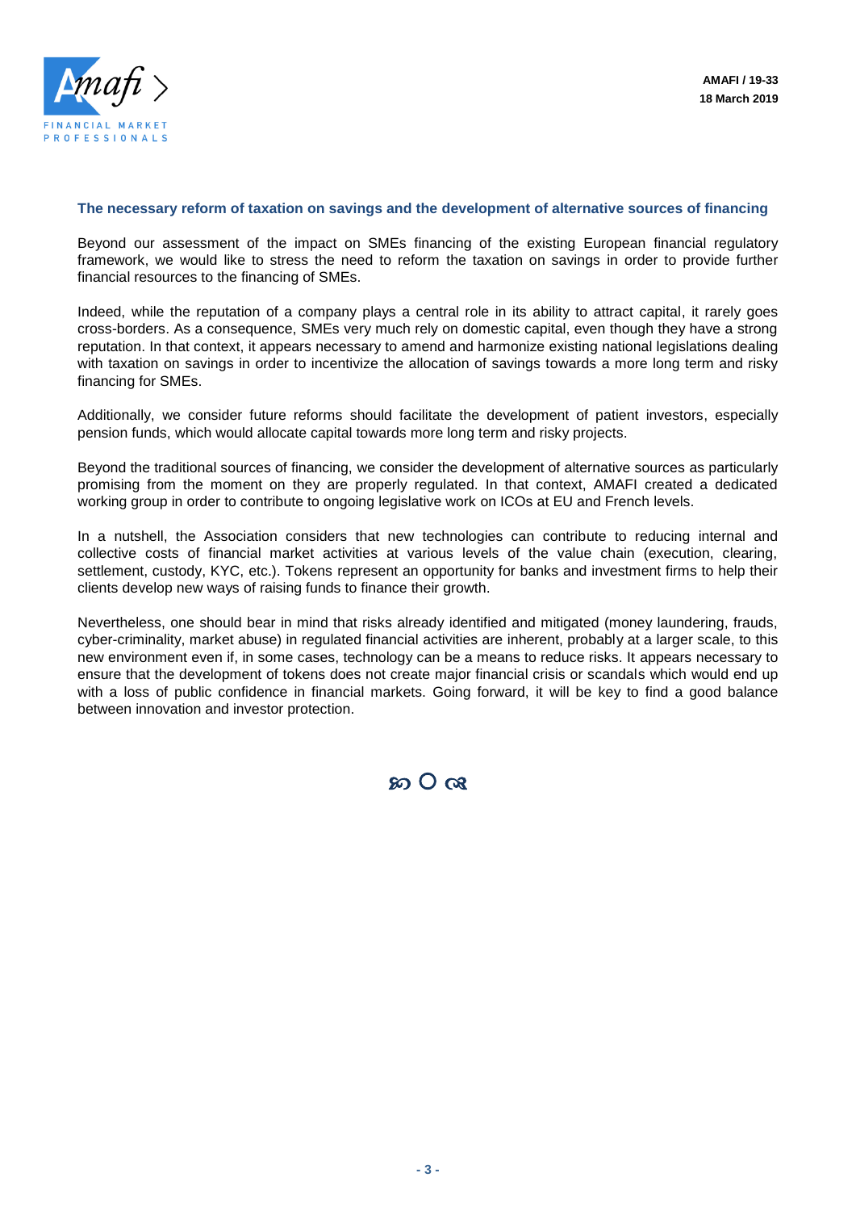AMAFI / 19-33
18 March 2019

## The necessary reform of taxation on savings and the development of alternative sources of financing

Beyond our assessment of the impact on SMEs financing of the existing European financial regulatory framework, we would like to stress the need to reform the taxation on savings in order to provide further financial resources to the financing of SMEs.

Indeed, while the reputation of a company plays a central role in its ability to attract capital, it rarely goes cross-borders. As a consequence, SMEs very much rely on domestic capital, even though they have a strong reputation. In that context, it appears necessary to amend and harmonize existing national legislations dealing with taxation on savings in order to incentivize the allocation of savings towards a more long term and risky financing for SMEs.

Additionally, we consider future reforms should facilitate the development of patient investors, especially pension funds, which would allocate capital towards more long term and risky projects.

Beyond the traditional sources of financing, we consider the development of alternative sources as particularly promising from the moment on they are properly regulated. In that context, AMAFI created a dedicated working group in order to contribute to ongoing legislative work on ICOs at EU and French levels.

In a nutshell, the Association considers that new technologies can contribute to reducing internal and collective costs of financial market activities at various levels of the value chain (execution, clearing, settlement, custody, KYC, etc.). Tokens represent an opportunity for banks and investment firms to help their clients develop new ways of raising funds to finance their growth.

Nevertheless, one should bear in mind that risks already identified and mitigated (money laundering, frauds, cyber-criminality, market abuse) in regulated financial activities are inherent, probably at a larger scale, to this new environment even if, in some cases, technology can be a means to reduce risks. It appears necessary to ensure that the development of tokens does not create major financial crisis or scandals which would end up with a loss of public confidence in financial markets. Going forward, it will be key to find a good balance between innovation and investor protection.

ꟹ O ꟹ